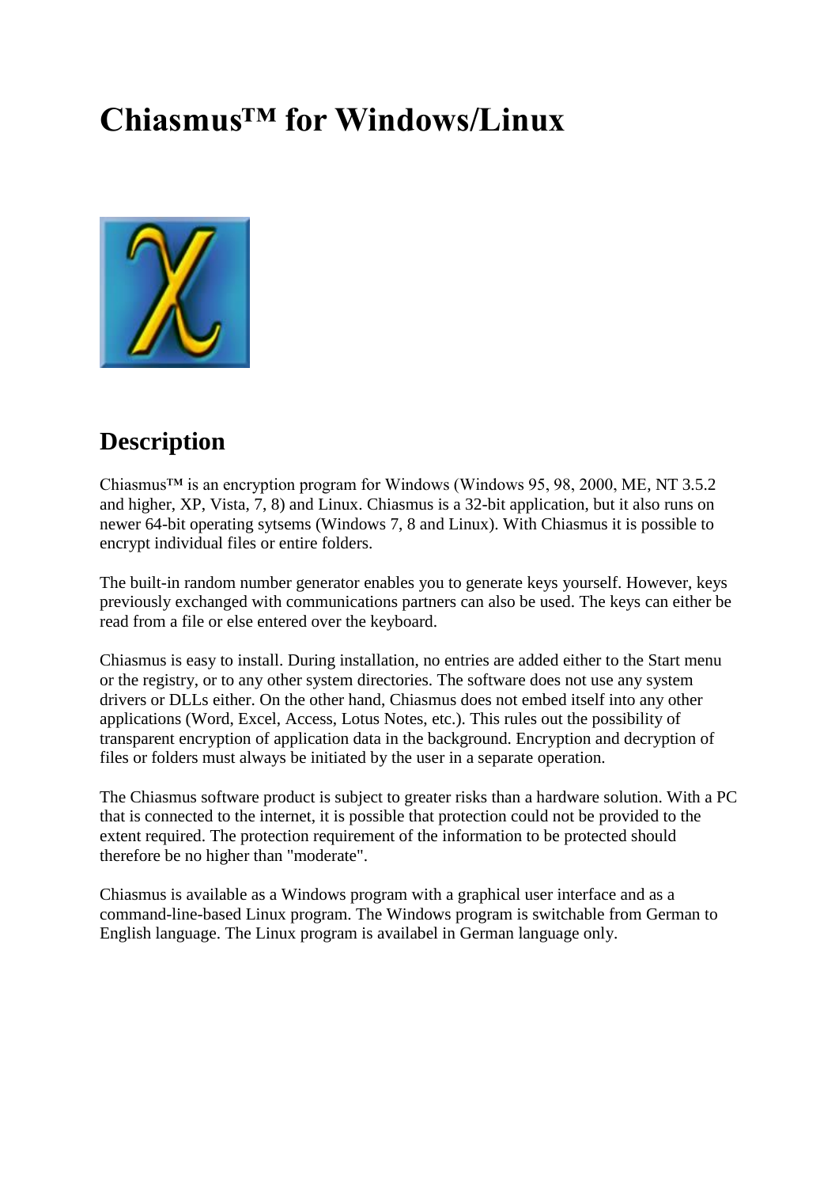# Chiasmus™ for Windows/Linux

## Description

Chiasmus™ is an encryption program for Windows (Windows 95, 98, 2000, ME, NT 3.5.2 and higher, XP, Vista, 7, 8) and Linux. Chiasmus is a 32-bit application, but it also runs on newer 64-bit operating sytsems (Windows 7, 8 and Linux). With Chiasmus it is possible to encrypt individual files or entire folders.

The built-in random number generator enables you to generate keys yourself. However, keys previously exchanged with communications partners can also be used. The keys can either be read from a file or else entered over the keyboard.

Chiasmus is easy to install. During installation, no entries are added either to the Start menu or the registry, or to any other system directories. The software does not use any system drivers or DLLs either. On the other hand, Chiasmus does not embed itself into any other applications (Word, Excel, Access, Lotus Notes, etc.). This rules out the possibility of transparent encryption of application data in the background. Encryption and decryption of files or folders must always be initiated by the user in a separate operation.

The Chiasmus software product is subject to greater risks than a hardware solution. With a PC that is connected to the internet, it is possible that protection could not be provided to the extent required. The protection requirement of the information to be protected should therefore be no higher than "moderate".

Chiasmus is available as a Windows program with a graphical user interface and as a command-line-based Linux program. The Windows program is switchable from German to English language. The Linux program is availabel in German language only.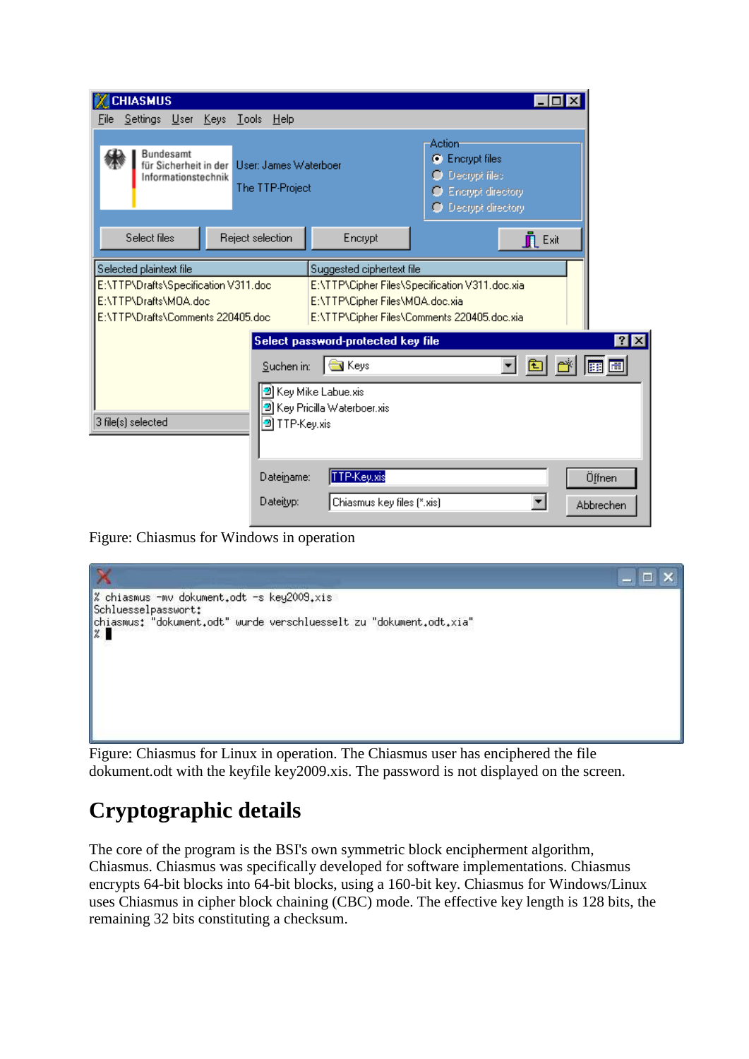Figure: Chiasmus for Windows in operation

Figure: Chiasmus for Linux in operation. The Chiasmus user has enciphered the file dokument.odt with the keyfile key2009.xis. The password is not displayed on the screen.

## Cryptographic details

The core of the program is the BSI's own symmetric block encipherment algorithm, Chiasmus. Chiasmus was specifically developed for software implementations. Chiasmus encrypts 64-bit blocks into 64-bit blocks, using a 160-bit key. Chiasmus for Windows/Linux uses Chiasmus in cipher block chaining (CBC) mode. The effective key length is 128 bits, the remaining 32 bits constituting a checksum.